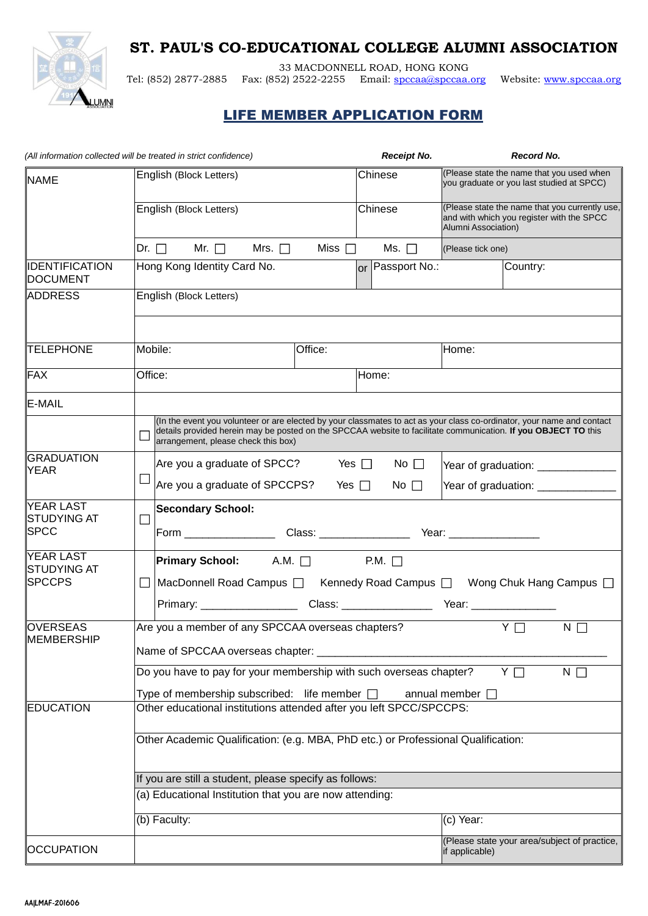# ST. PAUL'S CO-EDUCATIONAL COLLEGE ALUMNI ASSOCIATION

33 MACDONNELL ROAD, HONG KONG
Tel: (852) 2877-2885 Fax: (852) 2522-2255 Email: spccaa@spccaa.org Website: www.spccaa.org

## LIFE MEMBER APPLICATION FORM

*(All information collected will be treated in strict confidence)* ***Receipt No.*** ***Record No.***

| | | | |
|---|---|---|---|
| NAME | English (Block Letters) | Chinese | (Please state the name that you used when you graduate or you last studied at SPCC) |
| | English (Block Letters) | Chinese | (Please state the name that you currently use, and with which you register with the SPCC Alumni Association) |
| | Dr. ☐ Mr. ☐ Mrs. ☐ Miss ☐ Ms. ☐ | | (Please tick one) |
| IDENTIFICATION DOCUMENT | Hong Kong Identity Card No. | or Passport No.: | Country: |
| ADDRESS | English (Block Letters) | | |
| TELEPHONE | Mobile: | Office: | Home: |
| FAX | Office: | Home: | |
| E-MAIL | | | |
| | ☐ (In the event you volunteer or are elected by your classmates to act as your class co-ordinator, your name and contact details provided herein may be posted on the SPCCAA website to facilitate communication. **If you OBJECT TO** this arrangement, please check this box) | | |
| GRADUATION YEAR | ☐ Are you a graduate of SPCC? Yes ☐ No ☐ | Year of graduation: _____________ | |
| | Are you a graduate of SPCCPS? Yes ☐ No ☐ | Year of graduation: _____________ | |
| YEAR LAST STUDYING AT SPCC | ☐ **Secondary School:** Form _______________ Class: _______________ Year: _______________ | | |
| YEAR LAST STUDYING AT SPCCPS | ☐ **Primary School:** A.M. ☐ P.M. ☐ MacDonnell Road Campus ☐ Kennedy Road Campus ☐ Wong Chuk Hang Campus ☐ Primary: ________________ Class: _______________ Year: ______________ | | |
| OVERSEAS MEMBERSHIP | Are you a member of any SPCCAA overseas chapters? Y ☐ N ☐ | | |
| | Name of SPCCAA overseas chapter: _______________________________________________ | | |
| | Do you have to pay for your membership with such overseas chapter? Y ☐ N ☐ | | |
| | Type of membership subscribed: life member ☐ annual member ☐ | | |
| EDUCATION | Other educational institutions attended after you left SPCC/SPCCPS: | | |
| | Other Academic Qualification: (e.g. MBA, PhD etc.) or Professional Qualification: | | |
| | If you are still a student, please specify as follows: | | |
| | (a) Educational Institution that you are now attending: | | |
| | (b) Faculty: | | (c) Year: |
| OCCUPATION | | | (Please state your area/subject of practice, if applicable) |

AA|LMAF-201606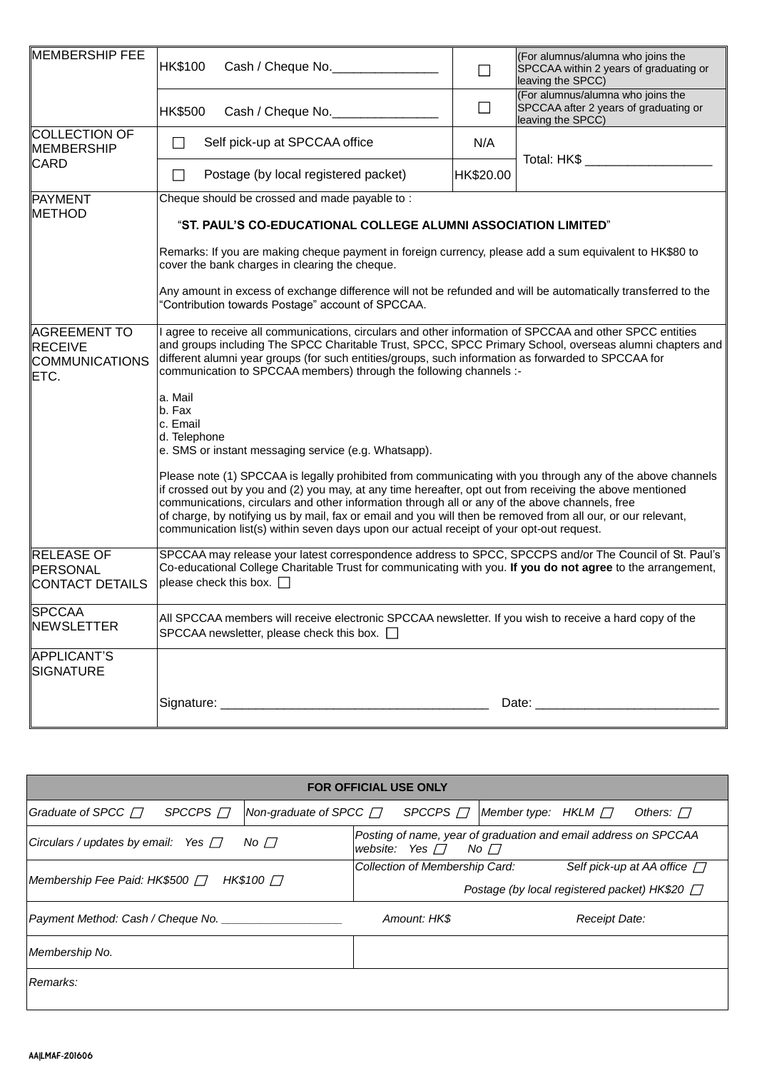| | | | |
|---|---|---|---|
| MEMBERSHIP FEE | HK$100 Cash / Cheque No.\_\_\_\_\_\_\_\_\_\_\_\_\_\_\_ | ☐ | (For alumnus/alumna who joins the SPCCAA within 2 years of graduating or leaving the SPCC) |
| | HK$500 Cash / Cheque No.\_\_\_\_\_\_\_\_\_\_\_\_\_\_\_ | ☐ | (For alumnus/alumna who joins the SPCCAA after 2 years of graduating or leaving the SPCC) |
| COLLECTION OF MEMBERSHIP CARD | ☐ Self pick-up at SPCCAA office | N/A | Total: HK$ \_\_\_\_\_\_\_\_\_\_\_\_\_\_\_\_\_\_ |
| | ☐ Postage (by local registered packet) | HK$20.00 | |
| PAYMENT METHOD | Cheque should be crossed and made payable to :<br><br>"**ST. PAUL'S CO-EDUCATIONAL COLLEGE ALUMNI ASSOCIATION LIMITED**"<br><br>Remarks: If you are making cheque payment in foreign currency, please add a sum equivalent to HK$80 to cover the bank charges in clearing the cheque.<br><br>Any amount in excess of exchange difference will not be refunded and will be automatically transferred to the "Contribution towards Postage" account of SPCCAA. | | |
| AGREEMENT TO RECEIVE COMMUNICATIONS ETC. | I agree to receive all communications, circulars and other information of SPCCAA and other SPCC entities and groups including The SPCC Charitable Trust, SPCC, SPCC Primary School, overseas alumni chapters and different alumni year groups (for such entities/groups, such information as forwarded to SPCCAA for communication to SPCCAA members) through the following channels :-<br><br>a. Mail<br>b. Fax<br>c. Email<br>d. Telephone<br>e. SMS or instant messaging service (e.g. Whatsapp).<br><br>Please note (1) SPCCAA is legally prohibited from communicating with you through any of the above channels if crossed out by you and (2) you may, at any time hereafter, opt out from receiving the above mentioned communications, circulars and other information through all or any of the above channels, free of charge, by notifying us by mail, fax or email and you will then be removed from all our, or our relevant, communication list(s) within seven days upon our actual receipt of your opt-out request. | | |
| RELEASE OF PERSONAL CONTACT DETAILS | SPCCAA may release your latest correspondence address to SPCC, SPCCPS and/or The Council of St. Paul's Co-educational College Charitable Trust for communicating with you. **If you do not agree** to the arrangement, please check this box. ☐ | | |
| SPCCAA NEWSLETTER | All SPCCAA members will receive electronic SPCCAA newsletter. If you wish to receive a hard copy of the SPCCAA newsletter, please check this box. ☐ | | |
| APPLICANT'S SIGNATURE | Signature: \_\_\_\_\_\_\_\_\_\_\_\_\_\_\_\_\_\_\_\_\_\_\_\_\_\_\_\_\_\_\_\_\_\_\_\_\_\_ Date: \_\_\_\_\_\_\_\_\_\_\_\_\_\_\_\_\_\_\_\_\_\_\_\_\_\_ | | |

| **FOR OFFICIAL USE ONLY** | | |
|---|---|---|
| *Graduate of SPCC ☐ SPCCPS ☐* | *Non-graduate of SPCC ☐ SPCCPS ☐* | *Member type: HKLM ☐ Others: ☐* |
| *Circulars / updates by email: Yes ☐ No ☐* | *Posting of name, year of graduation and email address on SPCCAA website: Yes ☐ No ☐* | |
| *Membership Fee Paid: HK$500 ☐ HK$100 ☐* | *Collection of Membership Card: Self pick-up at AA office ☐ Postage (by local registered packet) HK$20 ☐* | |
| *Payment Method: Cash / Cheque No. \_\_\_\_\_\_\_\_\_\_\_\_\_\_\_\_\_\_* | *Amount: HK$* | *Receipt Date:* |
| *Membership No.* | | |
| *Remarks:* | | |

AA|LMAF-201606